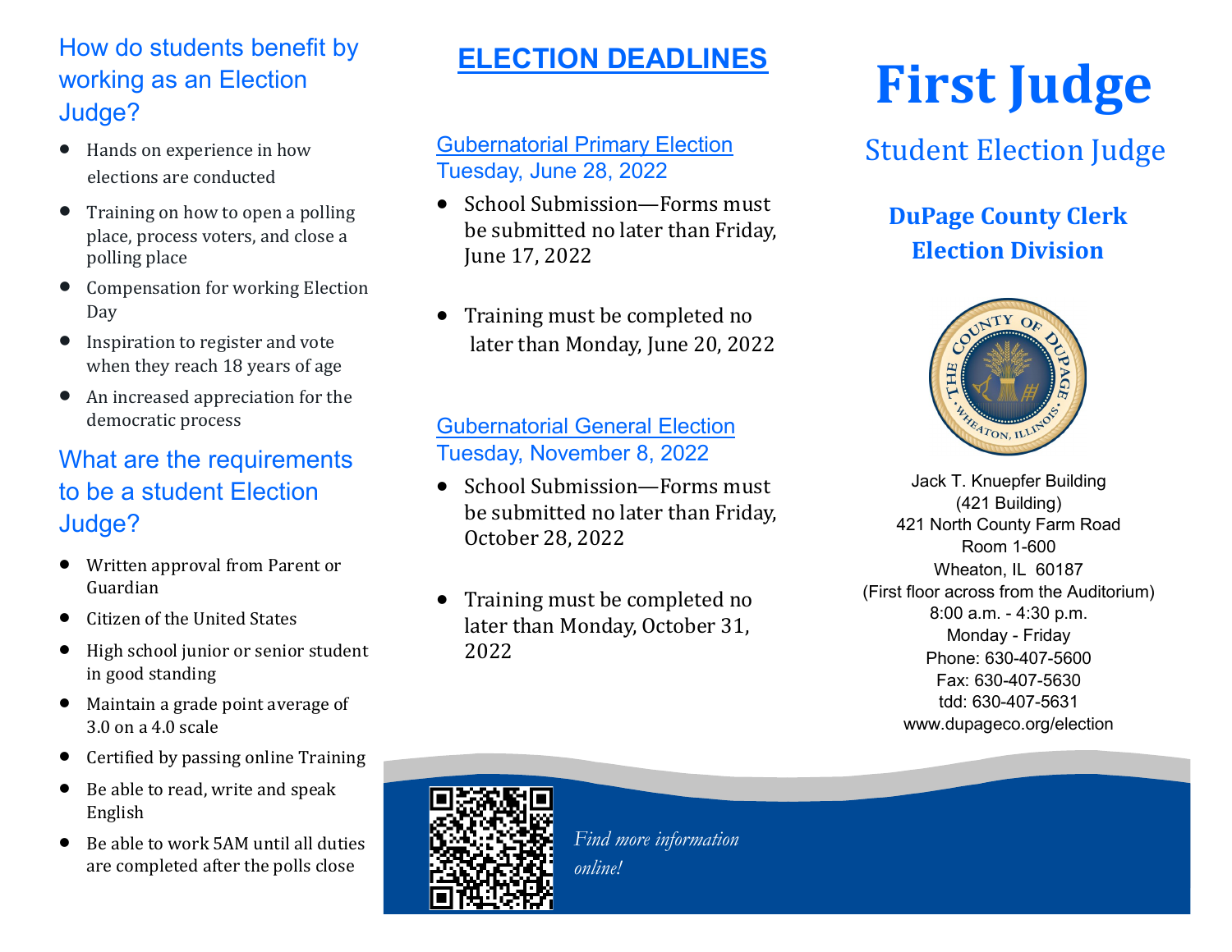## How do students benefit by working as an Election Judge?

- Hands on experience in how elections are conducted
- Training on how to open a polling place, process voters, and close a polling place
- Compensation for working Election Day
- Inspiration to register and vote when they reach 18 years of age
- An increased appreciation for the democratic process

## What are the requirements to be a student Election Judge?

- Written approval from Parent or Guardian
- Citizen of the United States
- High school junior or senior student in good standing
- Maintain a grade point average of 3.0 on a 4.0 scale
- Certified by passing online Training
- Be able to read, write and speak English
- Be able to work 5AM until all duties are completed after the polls close

## ELECTION DEADLINES

### Gubernatorial Primary Election
Tuesday, June 28, 2022

- School Submission—Forms must be submitted no later than Friday, June 17, 2022
- Training must be completed no later than Monday, June 20, 2022

### Gubernatorial General Election
Tuesday, November 8, 2022

- School Submission—Forms must be submitted no later than Friday, October 28, 2022
- Training must be completed no later than Monday, October 31, 2022

*Find more information online!*

# First Judge

## Student Election Judge

**DuPage County Clerk**
**Election Division**

Jack T. Knuepfer Building
(421 Building)
421 North County Farm Road
Room 1-600
Wheaton, IL 60187
(First floor across from the Auditorium)
8:00 a.m. - 4:30 p.m.
Monday - Friday
Phone: 630-407-5600
Fax: 630-407-5630
tdd: 630-407-5631
www.dupageco.org/election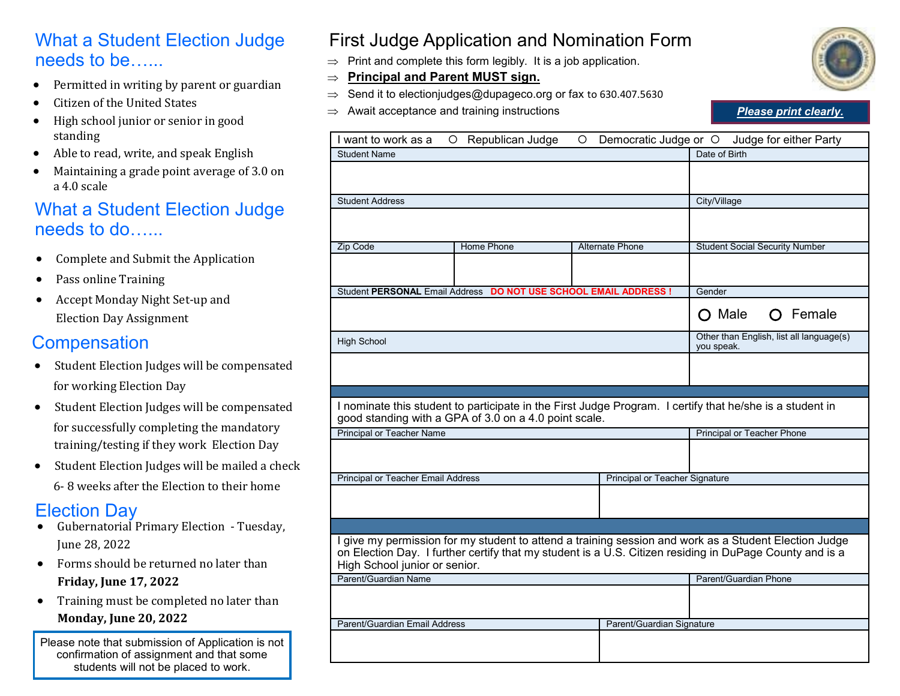## What a Student Election Judge needs to be…...

- Permitted in writing by parent or guardian
- Citizen of the United States
- High school junior or senior in good standing
- Able to read, write, and speak English
- Maintaining a grade point average of 3.0 on a 4.0 scale

## What a Student Election Judge needs to do…...

- Complete and Submit the Application
- Pass online Training
- Accept Monday Night Set-up and Election Day Assignment

## Compensation

- Student Election Judges will be compensated for working Election Day
- Student Election Judges will be compensated for successfully completing the mandatory training/testing if they work Election Day
- Student Election Judges will be mailed a check 6- 8 weeks after the Election to their home

## Election Day

- Gubernatorial Primary Election - Tuesday, June 28, 2022
- Forms should be returned no later than **Friday, June 17, 2022**
- Training must be completed no later than **Monday, June 20, 2022**

Please note that submission of Application is not confirmation of assignment and that some students will not be placed to work.

# First Judge Application and Nomination Form

⇒ Print and complete this form legibly. It is a job application.

⇒ **Principal and Parent MUST sign.**

⇒ Send it to electionjudges@dupageco.org or fax to 630.407.5630

⇒ Await acceptance and training instructions

***Please print clearly.***

I want to work as a ○ Republican Judge ○ Democratic Judge or ○ Judge for either Party

| | | | |
|---|---|---|---|
| Student Name | | | Date of Birth |
| | | | |
| Student Address | | | City/Village |
| | | | |
| Zip Code | Home Phone | Alternate Phone | Student Social Security Number |
| | | | |
| Student **PERSONAL** Email Address **DO NOT USE SCHOOL EMAIL ADDRESS !** | | | Gender |
| | | | ○ Male ○ Female |
| High School | | | Other than English, list all language(s) you speak. |
| | | | |

I nominate this student to participate in the First Judge Program. I certify that he/she is a student in good standing with a GPA of 3.0 on a 4.0 point scale.

| | |
|---|---|
| Principal or Teacher Name | Principal or Teacher Phone |
| | |
| Principal or Teacher Email Address | Principal or Teacher Signature |
| | |

I give my permission for my student to attend a training session and work as a Student Election Judge on Election Day. I further certify that my student is a U.S. Citizen residing in DuPage County and is a High School junior or senior.

| | |
|---|---|
| Parent/Guardian Name | Parent/Guardian Phone |
| | |
| Parent/Guardian Email Address | Parent/Guardian Signature |
| | |